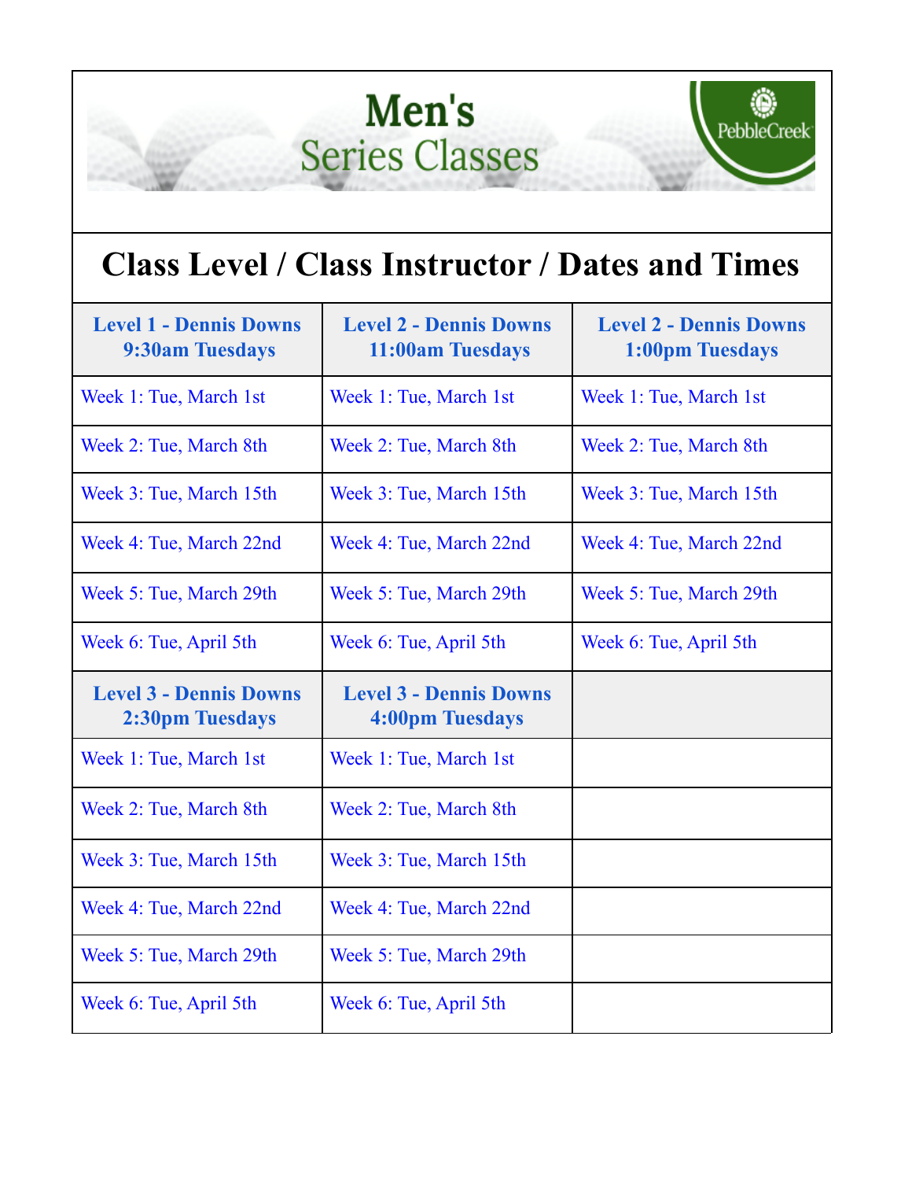# Men's Series Classes

PebbleCreek

## Class Level / Class Instructor / Dates and Times

| Level 1 - Dennis Downs 9:30am Tuesdays | Level 2 - Dennis Downs 11:00am Tuesdays | Level 2 - Dennis Downs 1:00pm Tuesdays |
|---|---|---|
| Week 1: Tue, March 1st | Week 1: Tue, March 1st | Week 1: Tue, March 1st |
| Week 2: Tue, March 8th | Week 2: Tue, March 8th | Week 2: Tue, March 8th |
| Week 3: Tue, March 15th | Week 3: Tue, March 15th | Week 3: Tue, March 15th |
| Week 4: Tue, March 22nd | Week 4: Tue, March 22nd | Week 4: Tue, March 22nd |
| Week 5: Tue, March 29th | Week 5: Tue, March 29th | Week 5: Tue, March 29th |
| Week 6: Tue, April 5th | Week 6: Tue, April 5th | Week 6: Tue, April 5th |
| **Level 3 - Dennis Downs 2:30pm Tuesdays** | **Level 3 - Dennis Downs 4:00pm Tuesdays** | |
| Week 1: Tue, March 1st | Week 1: Tue, March 1st | |
| Week 2: Tue, March 8th | Week 2: Tue, March 8th | |
| Week 3: Tue, March 15th | Week 3: Tue, March 15th | |
| Week 4: Tue, March 22nd | Week 4: Tue, March 22nd | |
| Week 5: Tue, March 29th | Week 5: Tue, March 29th | |
| Week 6: Tue, April 5th | Week 6: Tue, April 5th | |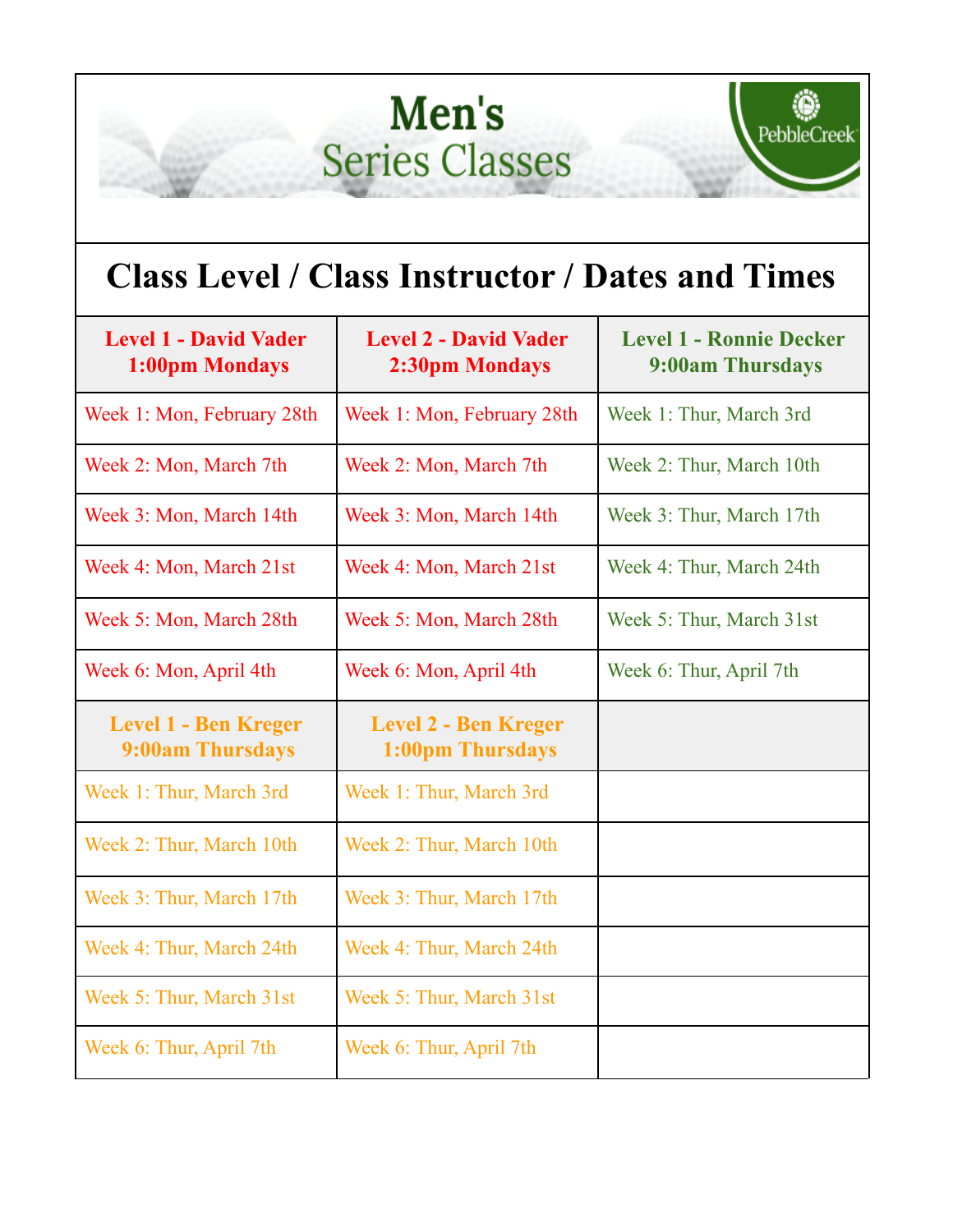# Men's Series Classes

PebbleCreek

## Class Level / Class Instructor / Dates and Times

| **Level 1 - David Vader 1:00pm Mondays** | **Level 2 - David Vader 2:30pm Mondays** | **Level 1 - Ronnie Decker 9:00am Thursdays** |
|---|---|---|
| Week 1: Mon, February 28th | Week 1: Mon, February 28th | Week 1: Thur, March 3rd |
| Week 2: Mon, March 7th | Week 2: Mon, March 7th | Week 2: Thur, March 10th |
| Week 3: Mon, March 14th | Week 3: Mon, March 14th | Week 3: Thur, March 17th |
| Week 4: Mon, March 21st | Week 4: Mon, March 21st | Week 4: Thur, March 24th |
| Week 5: Mon, March 28th | Week 5: Mon, March 28th | Week 5: Thur, March 31st |
| Week 6: Mon, April 4th | Week 6: Mon, April 4th | Week 6: Thur, April 7th |
| **Level 1 - Ben Kreger 9:00am Thursdays** | **Level 2 - Ben Kreger 1:00pm Thursdays** | |
| Week 1: Thur, March 3rd | Week 1: Thur, March 3rd | |
| Week 2: Thur, March 10th | Week 2: Thur, March 10th | |
| Week 3: Thur, March 17th | Week 3: Thur, March 17th | |
| Week 4: Thur, March 24th | Week 4: Thur, March 24th | |
| Week 5: Thur, March 31st | Week 5: Thur, March 31st | |
| Week 6: Thur, April 7th | Week 6: Thur, April 7th | |